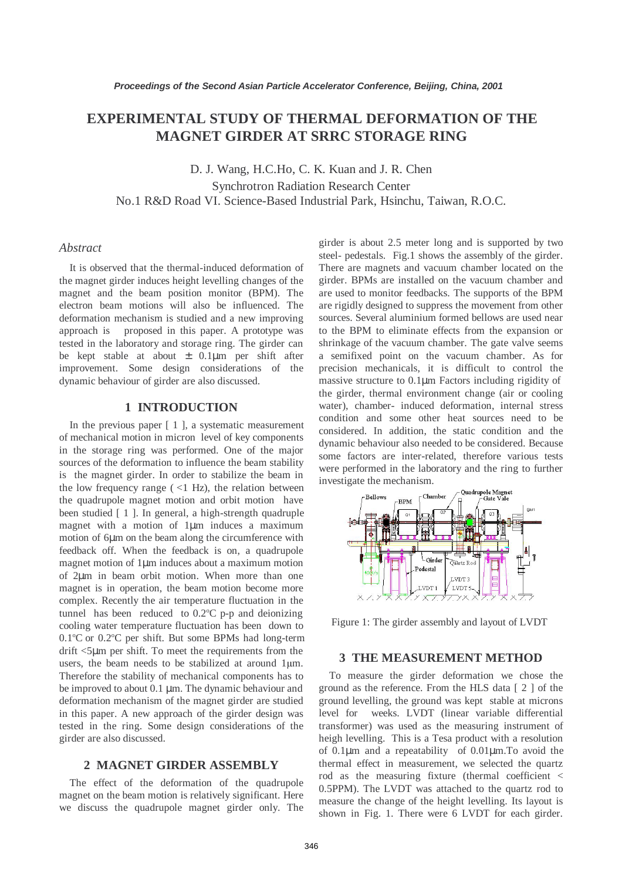# EXPERIMENTAL STUDY OF THERMAL DEFORMATION OF THE MAGNET GIRDER AT SRRC STORAGE RING

D. J. Wang, H.C.Ho, C. K. Kuan and J. R. Chen

Synchrotron Radiation Research Center

No.1 R&D Road VI. Science-Based Industrial Park, Hsinchu, Taiwan, R.O.C.

## *Abstract*

It is observed that the thermal-induced deformation of the magnet girder induces height levelling changes of the magnet and the beam position monitor (BPM). The electron beam motions will also be influenced. The deformation mechanism is studied and a new improving approach is proposed in this paper. A prototype was tested in the laboratory and storage ring. The girder can be kept stable at about ± 0.1μm per shift after improvement. Some design considerations of the dynamic behaviour of girder are also discussed.

## 1 INTRODUCTION

In the previous paper [ 1 ], a systematic measurement of mechanical motion in micron level of key components in the storage ring was performed. One of the major sources of the deformation to influence the beam stability is the magnet girder. In order to stabilize the beam in the low frequency range ( <1 Hz), the relation between the quadrupole magnet motion and orbit motion have been studied [ 1 ]. In general, a high-strength quadruple magnet with a motion of 1μm induces a maximum motion of 6μm on the beam along the circumference with feedback off. When the feedback is on, a quadrupole magnet motion of 1μm induces about a maximum motion of 2μm in beam orbit motion. When more than one magnet is in operation, the beam motion become more complex. Recently the air temperature fluctuation in the tunnel has been reduced to 0.2°C p-p and deionizing cooling water temperature fluctuation has been down to 0.1°C or 0.2°C per shift. But some BPMs had long-term drift <5μm per shift. To meet the requirements from the users, the beam needs to be stabilized at around 1μm. Therefore the stability of mechanical components has to be improved to about 0.1 μm. The dynamic behaviour and deformation mechanism of the magnet girder are studied in this paper. A new approach of the girder design was tested in the ring. Some design considerations of the girder are also discussed.

## 2 MAGNET GIRDER ASSEMBLY

The effect of the deformation of the quadrupole magnet on the beam motion is relatively significant. Here we discuss the quadrupole magnet girder only. The girder is about 2.5 meter long and is supported by two steel- pedestals. Fig.1 shows the assembly of the girder. There are magnets and vacuum chamber located on the girder. BPMs are installed on the vacuum chamber and are used to monitor feedbacks. The supports of the BPM are rigidly designed to suppress the movement from other sources. Several aluminium formed bellows are used near to the BPM to eliminate effects from the expansion or shrinkage of the vacuum chamber. The gate valve seems a semifixed point on the vacuum chamber. As for precision mechanicals, it is difficult to control the massive structure to 0.1μm Factors including rigidity of the girder, thermal environment change (air or cooling water), chamber- induced deformation, internal stress condition and some other heat sources need to be considered. In addition, the static condition and the dynamic behaviour also needed to be considered. Because some factors are inter-related, therefore various tests were performed in the laboratory and the ring to further investigate the mechanism.

Figure 1: The girder assembly and layout of LVDT

## 3 THE MEASUREMENT METHOD

To measure the girder deformation we chose the ground as the reference. From the HLS data [ 2 ] of the ground levelling, the ground was kept stable at microns level for weeks. LVDT (linear variable differential transformer) was used as the measuring instrument of heigh levelling. This is a Tesa product with a resolution of 0.1μm and a repeatability of 0.01μm.To avoid the thermal effect in measurement, we selected the quartz rod as the measuring fixture (thermal coefficient < 0.5PPM). The LVDT was attached to the quartz rod to measure the change of the height levelling. Its layout is shown in Fig. 1. There were 6 LVDT for each girder.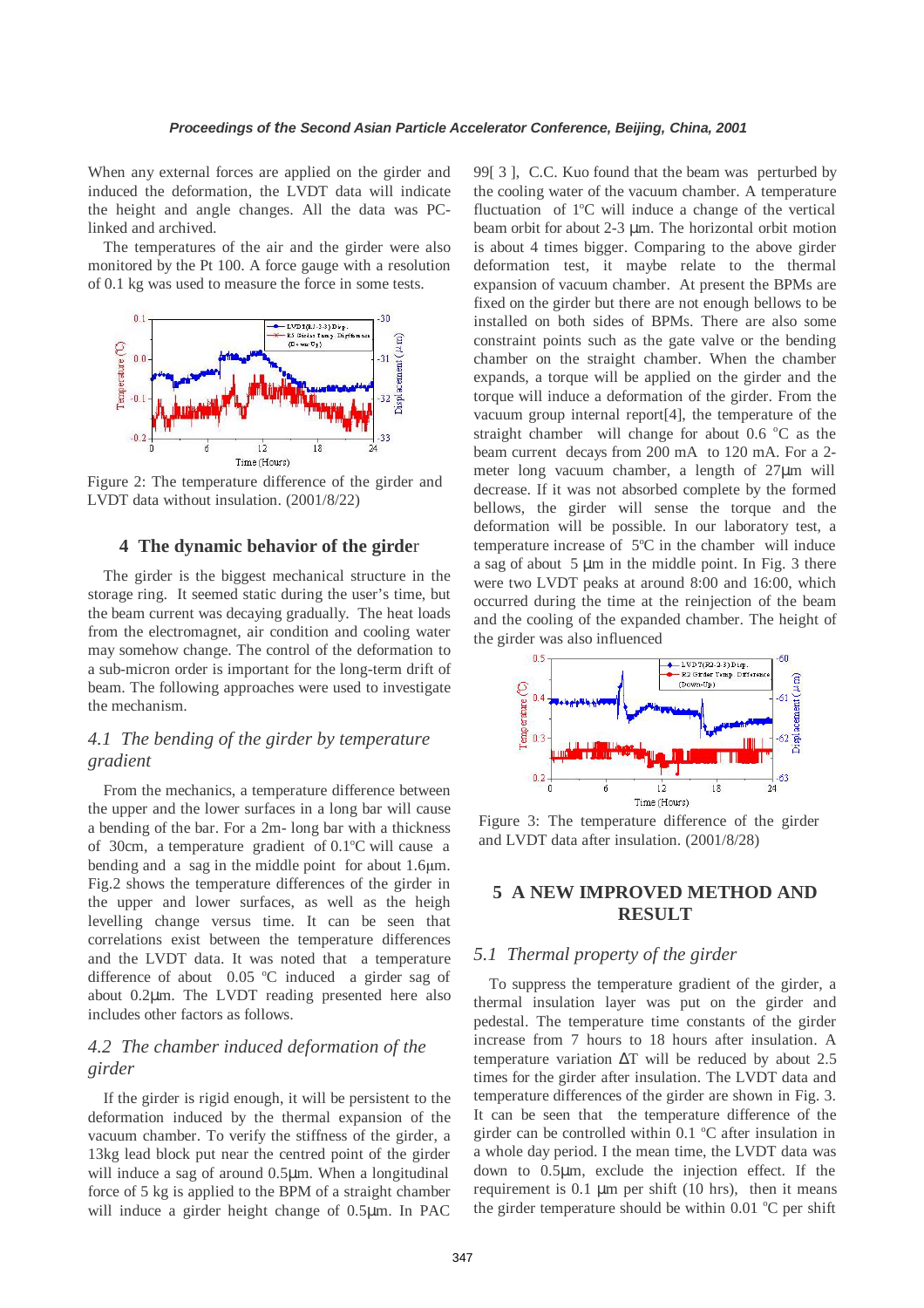When any external forces are applied on the girder and induced the deformation, the LVDT data will indicate the height and angle changes. All the data was PC-linked and archived.

The temperatures of the air and the girder were also monitored by the Pt 100. A force gauge with a resolution of 0.1 kg was used to measure the force in some tests.

Figure 2: The temperature difference of the girder and LVDT data without insulation. (2001/8/22)

## 4 The dynamic behavior of the girder

The girder is the biggest mechanical structure in the storage ring. It seemed static during the user's time, but the beam current was decaying gradually. The heat loads from the electromagnet, air condition and cooling water may somehow change. The control of the deformation to a sub-micron order is important for the long-term drift of beam. The following approaches were used to investigate the mechanism.

### *4.1 The bending of the girder by temperature gradient*

From the mechanics, a temperature difference between the upper and the lower surfaces in a long bar will cause a bending of the bar. For a 2m- long bar with a thickness of 30cm, a temperature gradient of 0.1°C will cause a bending and a sag in the middle point for about 1.6μm. Fig.2 shows the temperature differences of the girder in the upper and lower surfaces, as well as the heigh levelling change versus time. It can be seen that correlations exist between the temperature differences and the LVDT data. It was noted that a temperature difference of about 0.05 °C induced a girder sag of about 0.2μm. The LVDT reading presented here also includes other factors as follows.

### *4.2 The chamber induced deformation of the girder*

If the girder is rigid enough, it will be persistent to the deformation induced by the thermal expansion of the vacuum chamber. To verify the stiffness of the girder, a 13kg lead block put near the centred point of the girder will induce a sag of around 0.5μm. When a longitudinal force of 5 kg is applied to the BPM of a straight chamber will induce a girder height change of 0.5μm. In PAC 99[ 3 ], C.C. Kuo found that the beam was perturbed by the cooling water of the vacuum chamber. A temperature fluctuation of 1°C will induce a change of the vertical beam orbit for about 2-3 μm. The horizontal orbit motion is about 4 times bigger. Comparing to the above girder deformation test, it maybe relate to the thermal expansion of vacuum chamber. At present the BPMs are fixed on the girder but there are not enough bellows to be installed on both sides of BPMs. There are also some constraint points such as the gate valve or the bending chamber on the straight chamber. When the chamber expands, a torque will be applied on the girder and the torque will induce a deformation of the girder. From the vacuum group internal report[4], the temperature of the straight chamber will change for about 0.6 °C as the beam current decays from 200 mA to 120 mA. For a 2-meter long vacuum chamber, a length of 27μm will decrease. If it was not absorbed complete by the formed bellows, the girder will sense the torque and the deformation will be possible. In our laboratory test, a temperature increase of 5°C in the chamber will induce a sag of about 5 μm in the middle point. In Fig. 3 there were two LVDT peaks at around 8:00 and 16:00, which occurred during the time at the reinjection of the beam and the cooling of the expanded chamber. The height of the girder was also influenced

Figure 3: The temperature difference of the girder and LVDT data after insulation. (2001/8/28)

## 5 A NEW IMPROVED METHOD AND RESULT

### *5.1 Thermal property of the girder*

To suppress the temperature gradient of the girder, a thermal insulation layer was put on the girder and pedestal. The temperature time constants of the girder increase from 7 hours to 18 hours after insulation. A temperature variation ΔT will be reduced by about 2.5 times for the girder after insulation. The LVDT data and temperature differences of the girder are shown in Fig. 3. It can be seen that the temperature difference of the girder can be controlled within 0.1 °C after insulation in a whole day period. I the mean time, the LVDT data was down to 0.5μm, exclude the injection effect. If the requirement is 0.1 μm per shift (10 hrs), then it means the girder temperature should be within 0.01 °C per shift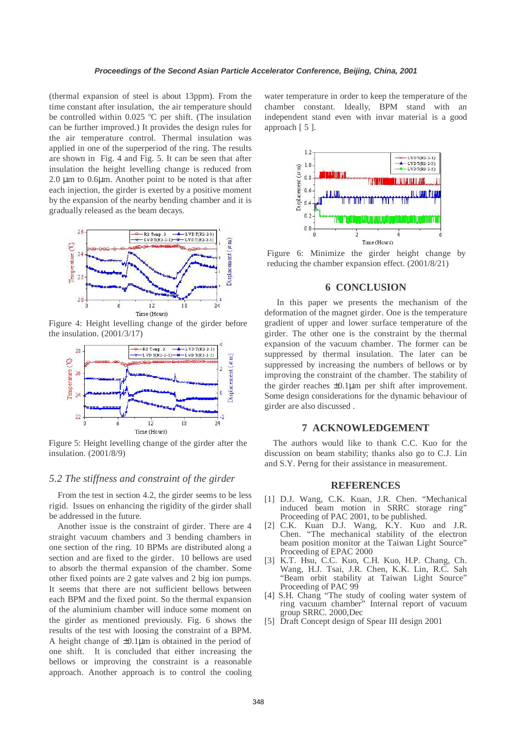(thermal expansion of steel is about 13ppm). From the time constant after insulation, the air temperature should be controlled within 0.025 ℃ per shift. (The insulation can be further improved.) It provides the design rules for the air temperature control. Thermal insulation was applied in one of the superperiod of the ring. The results are shown in Fig. 4 and Fig. 5. It can be seen that after insulation the height levelling change is reduced from 2.0 μm to 0.6μm. Another point to be noted is that after each injection, the girder is exerted by a positive moment by the expansion of the nearby bending chamber and it is gradually released as the beam decays.

Temperature (℃)
Displacement (μm)
Time (Hours)
R2 Temp. 2
LVDT(R2-2-1)
LVDT(R2-2-3)
LVDT(R2-2-5)
26
24
22
20
0
6
12
18
24

Figure 4: Height levelling change of the girder before the insulation. (2001/3/17)

Temperature (℃)
Displacement (μm)
Time (Hours)
R2 Temp. 2
LVDT(R2-2-1)
LVDT(R2-2-3)
LVDT(R2-2-5)
28
26
24
22
4
2
0
-2
0
6
12
18
24

Figure 5: Height levelling change of the girder after the insulation. (2001/8/9)

### *5.2 The stiffness and constraint of the girder*

From the test in section 4.2, the girder seems to be less rigid. Issues on enhancing the rigidity of the girder shall be addressed in the future.

Another issue is the constraint of girder. There are 4 straight vacuum chambers and 3 bending chambers in one section of the ring. 10 BPMs are distributed along a section and are fixed to the girder. 10 bellows are used to absorb the thermal expansion of the chamber. Some other fixed points are 2 gate valves and 2 big ion pumps. It seems that there are not sufficient bellows between each BPM and the fixed point. So the thermal expansion of the aluminium chamber will induce some moment on the girder as mentioned previously. Fig. 6 shows the results of the test with loosing the constraint of a BPM. A height change of ±0.1μm is obtained in the period of one shift. It is concluded that either increasing the bellows or improving the constraint is a reasonable approach. Another approach is to control the cooling water temperature in order to keep the temperature of the chamber constant. Ideally, BPM stand with an independent stand even with invar material is a good approach [ 5 ].

Displacement (μm)
Time (Hours)
LVDT(R2-2-1)
LVDT(R2-2-3)
LVDT(R2-2-5)
1.2
1.0
0.8
0.6
0.4
0.2
0.0
0
2
4
6

Figure 6: Minimize the girder height change by reducing the chamber expansion effect. (2001/8/21)

## 6 CONCLUSION

In this paper we presents the mechanism of the deformation of the magnet girder. One is the temperature gradient of upper and lower surface temperature of the girder. The other one is the constraint by the thermal expansion of the vacuum chamber. The former can be suppressed by thermal insulation. The later can be suppressed by increasing the numbers of bellows or by improving the constraint of the chamber. The stability of the girder reaches ±0.1μm per shift after improvement. Some design considerations for the dynamic behaviour of girder are also discussed .

## 7 ACKNOWLEDGEMENT

The authors would like to thank C.C. Kuo for the discussion on beam stability; thanks also go to C.J. Lin and S.Y. Perng for their assistance in measurement.

## REFERENCES

[1] D.J. Wang, C.K. Kuan, J.R. Chen. "Mechanical induced beam motion in SRRC storage ring" Proceeding of PAC 2001, to be published.

[2] C.K. Kuan D.J. Wang, K.Y. Kuo and J.R. Chen. "The mechanical stability of the electron beam position monitor at the Taiwan Light Source" Proceeding of EPAC 2000

[3] K.T. Hsu, C.C. Kuo, C.H. Kuo, H.P. Chang, Ch. Wang, H.J. Tsai, J.R. Chen, K.K. Lin, R.C. Sah "Beam orbit stability at Taiwan Light Source" Proceeding of PAC 99

[4] S.H. Chang "The study of cooling water system of ring vacuum chamber" Internal report of vacuum group SRRC. 2000,Dec

[5] Draft Concept design of Spear III design 2001